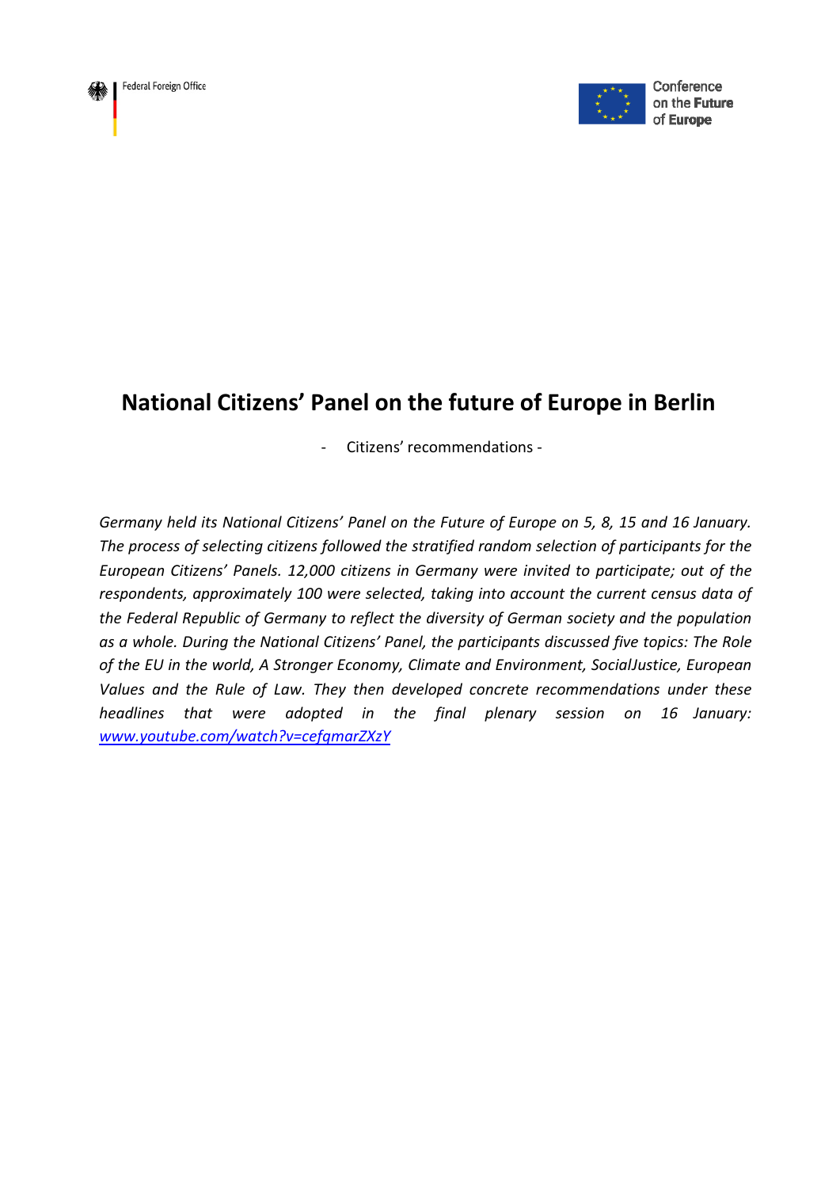Federal Foreign Office

Conference on the Future of Europe

# National Citizens’ Panel on the future of Europe in Berlin

- Citizens’ recommendations -

*Germany held its National Citizens’ Panel on the Future of Europe on 5, 8, 15 and 16 January. The process of selecting citizens followed the stratified random selection of participants for the European Citizens’ Panels. 12,000 citizens in Germany were invited to participate; out of the respondents, approximately 100 were selected, taking into account the current census data of the Federal Republic of Germany to reflect the diversity of German society and the population as a whole. During the National Citizens’ Panel, the participants discussed five topics: The Role of the EU in the world, A Stronger Economy, Climate and Environment, SocialJustice, European Values and the Rule of Law. They then developed concrete recommendations under these headlines that were adopted in the final plenary session on 16 January: [www.youtube.com/watch?v=cefqmarZXzY](www.youtube.com/watch?v=cefqmarZXzY)*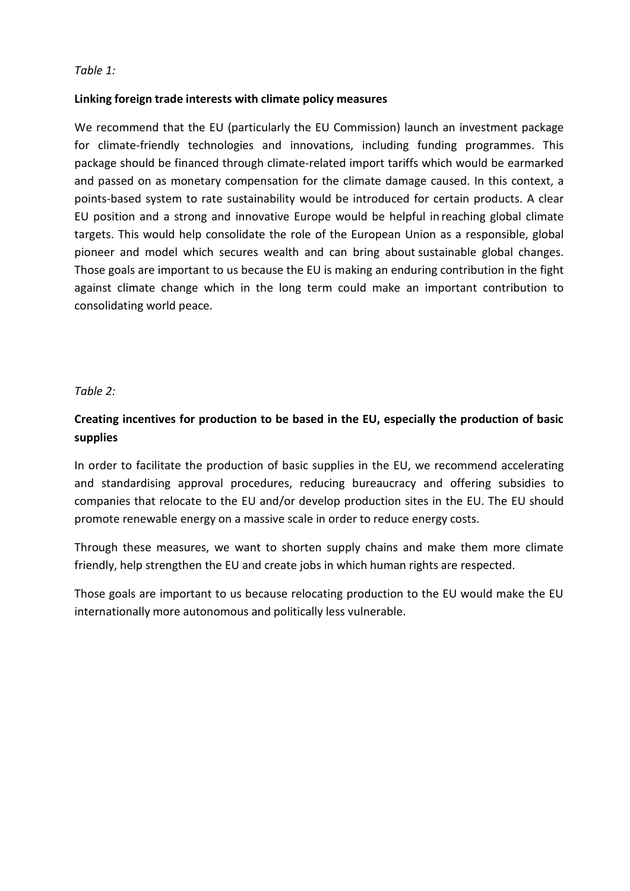*Table 1:*

**Linking foreign trade interests with climate policy measures**

We recommend that the EU (particularly the EU Commission) launch an investment package for climate-friendly technologies and innovations, including funding programmes. This package should be financed through climate-related import tariffs which would be earmarked and passed on as monetary compensation for the climate damage caused. In this context, a points-based system to rate sustainability would be introduced for certain products. A clear EU position and a strong and innovative Europe would be helpful in reaching global climate targets. This would help consolidate the role of the European Union as a responsible, global pioneer and model which secures wealth and can bring about sustainable global changes. Those goals are important to us because the EU is making an enduring contribution in the fight against climate change which in the long term could make an important contribution to consolidating world peace.

*Table 2:*

**Creating incentives for production to be based in the EU, especially the production of basic supplies**

In order to facilitate the production of basic supplies in the EU, we recommend accelerating and standardising approval procedures, reducing bureaucracy and offering subsidies to companies that relocate to the EU and/or develop production sites in the EU. The EU should promote renewable energy on a massive scale in order to reduce energy costs.

Through these measures, we want to shorten supply chains and make them more climate friendly, help strengthen the EU and create jobs in which human rights are respected.

Those goals are important to us because relocating production to the EU would make the EU internationally more autonomous and politically less vulnerable.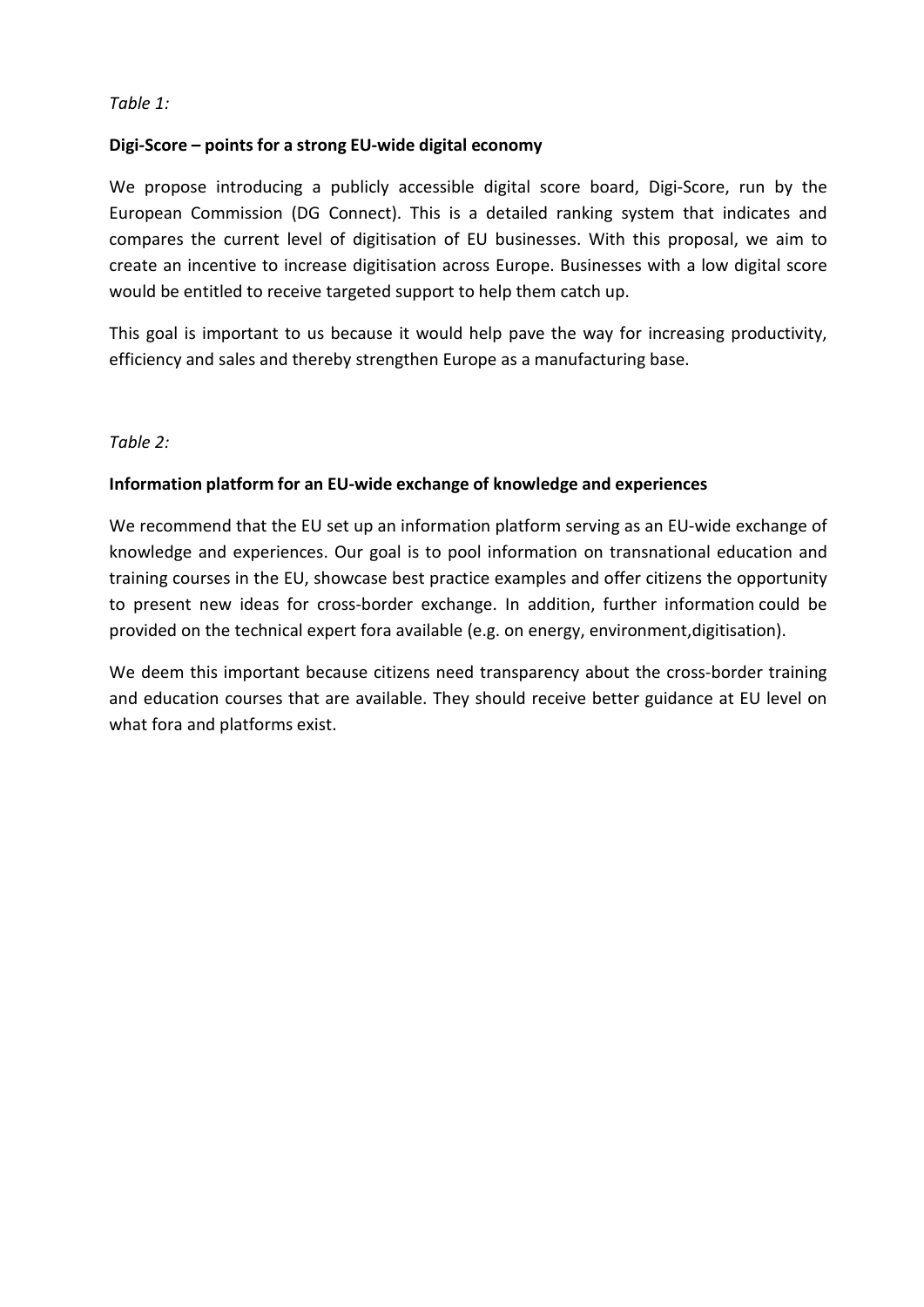*Table 1:*

**Digi-Score – points for a strong EU-wide digital economy**

We propose introducing a publicly accessible digital score board, Digi-Score, run by the European Commission (DG Connect). This is a detailed ranking system that indicates and compares the current level of digitisation of EU businesses. With this proposal, we aim to create an incentive to increase digitisation across Europe. Businesses with a low digital score would be entitled to receive targeted support to help them catch up.

This goal is important to us because it would help pave the way for increasing productivity, efficiency and sales and thereby strengthen Europe as a manufacturing base.

*Table 2:*

**Information platform for an EU-wide exchange of knowledge and experiences**

We recommend that the EU set up an information platform serving as an EU-wide exchange of knowledge and experiences. Our goal is to pool information on transnational education and training courses in the EU, showcase best practice examples and offer citizens the opportunity to present new ideas for cross-border exchange. In addition, further information could be provided on the technical expert fora available (e.g. on energy, environment,digitisation).

We deem this important because citizens need transparency about the cross-border training and education courses that are available. They should receive better guidance at EU level on what fora and platforms exist.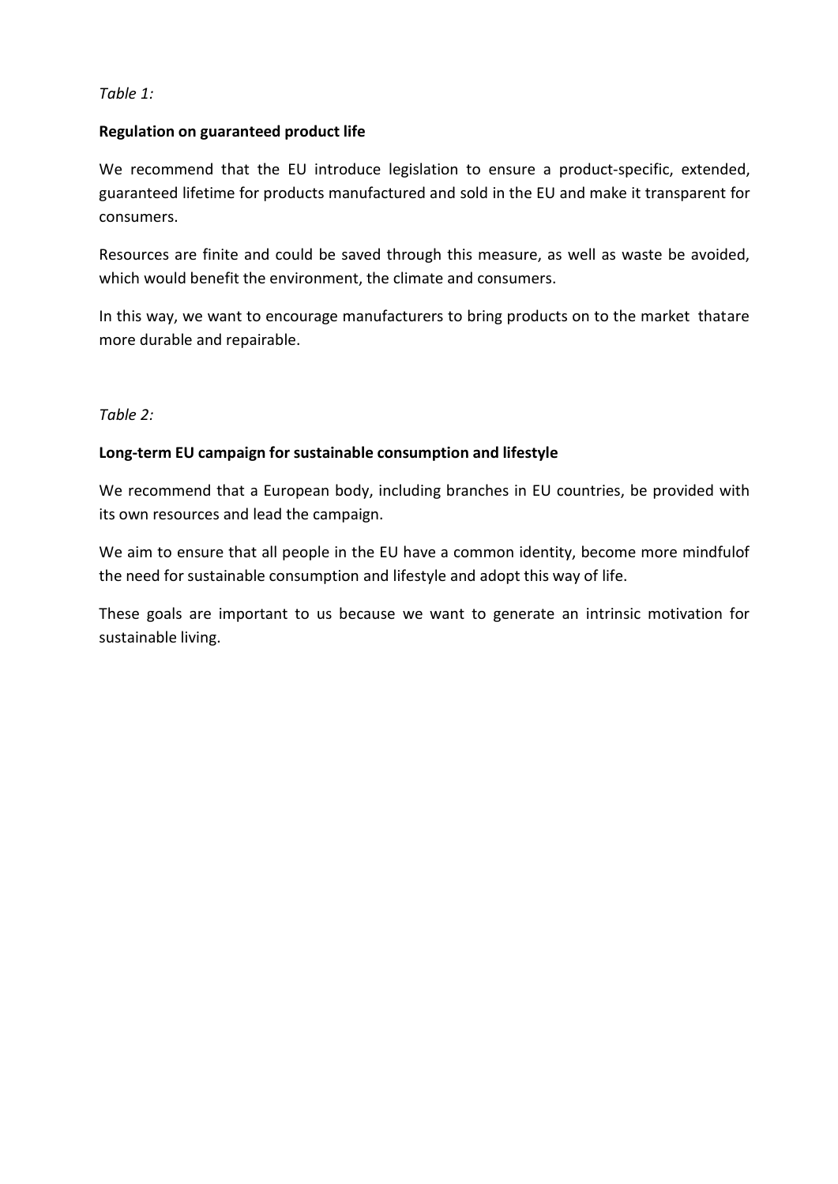*Table 1:*

**Regulation on guaranteed product life**

We recommend that the EU introduce legislation to ensure a product-specific, extended, guaranteed lifetime for products manufactured and sold in the EU and make it transparent for consumers.

Resources are finite and could be saved through this measure, as well as waste be avoided, which would benefit the environment, the climate and consumers.

In this way, we want to encourage manufacturers to bring products on to the market thatare more durable and repairable.

*Table 2:*

**Long-term EU campaign for sustainable consumption and lifestyle**

We recommend that a European body, including branches in EU countries, be provided with its own resources and lead the campaign.

We aim to ensure that all people in the EU have a common identity, become more mindfulof the need for sustainable consumption and lifestyle and adopt this way of life.

These goals are important to us because we want to generate an intrinsic motivation for sustainable living.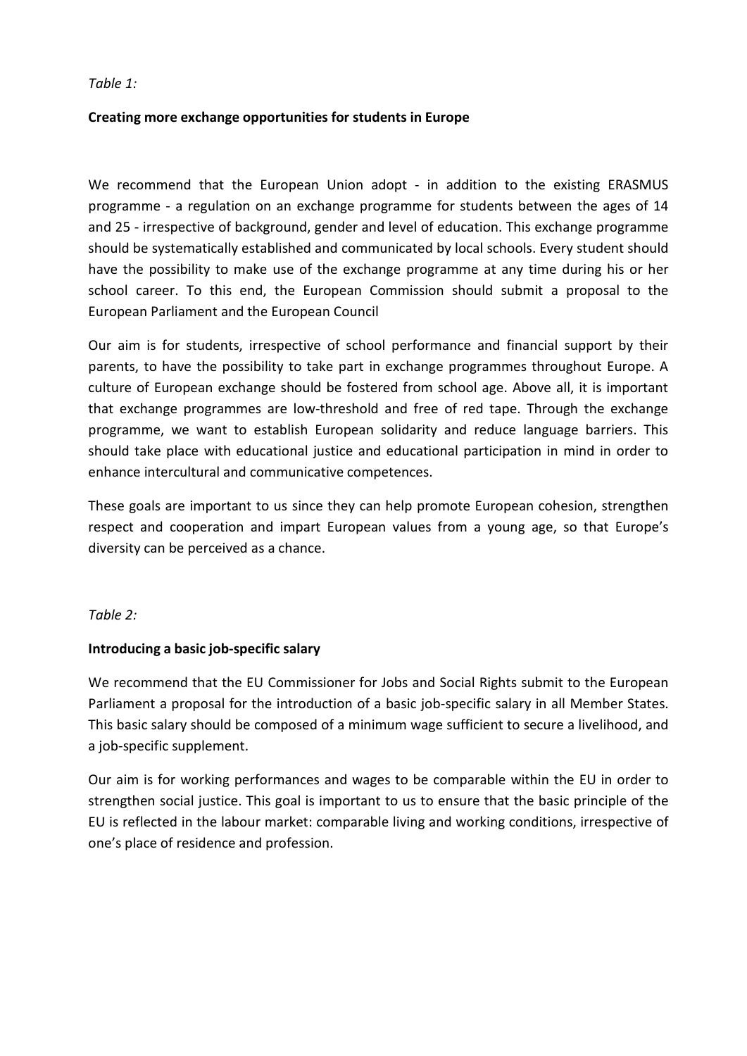*Table 1:*

**Creating more exchange opportunities for students in Europe**

We recommend that the European Union adopt - in addition to the existing ERASMUS programme - a regulation on an exchange programme for students between the ages of 14 and 25 - irrespective of background, gender and level of education. This exchange programme should be systematically established and communicated by local schools. Every student should have the possibility to make use of the exchange programme at any time during his or her school career. To this end, the European Commission should submit a proposal to the European Parliament and the European Council

Our aim is for students, irrespective of school performance and financial support by their parents, to have the possibility to take part in exchange programmes throughout Europe. A culture of European exchange should be fostered from school age. Above all, it is important that exchange programmes are low-threshold and free of red tape. Through the exchange programme, we want to establish European solidarity and reduce language barriers. This should take place with educational justice and educational participation in mind in order to enhance intercultural and communicative competences.

These goals are important to us since they can help promote European cohesion, strengthen respect and cooperation and impart European values from a young age, so that Europe's diversity can be perceived as a chance.

*Table 2:*

**Introducing a basic job-specific salary**

We recommend that the EU Commissioner for Jobs and Social Rights submit to the European Parliament a proposal for the introduction of a basic job-specific salary in all Member States. This basic salary should be composed of a minimum wage sufficient to secure a livelihood, and a job-specific supplement.

Our aim is for working performances and wages to be comparable within the EU in order to strengthen social justice. This goal is important to us to ensure that the basic principle of the EU is reflected in the labour market: comparable living and working conditions, irrespective of one's place of residence and profession.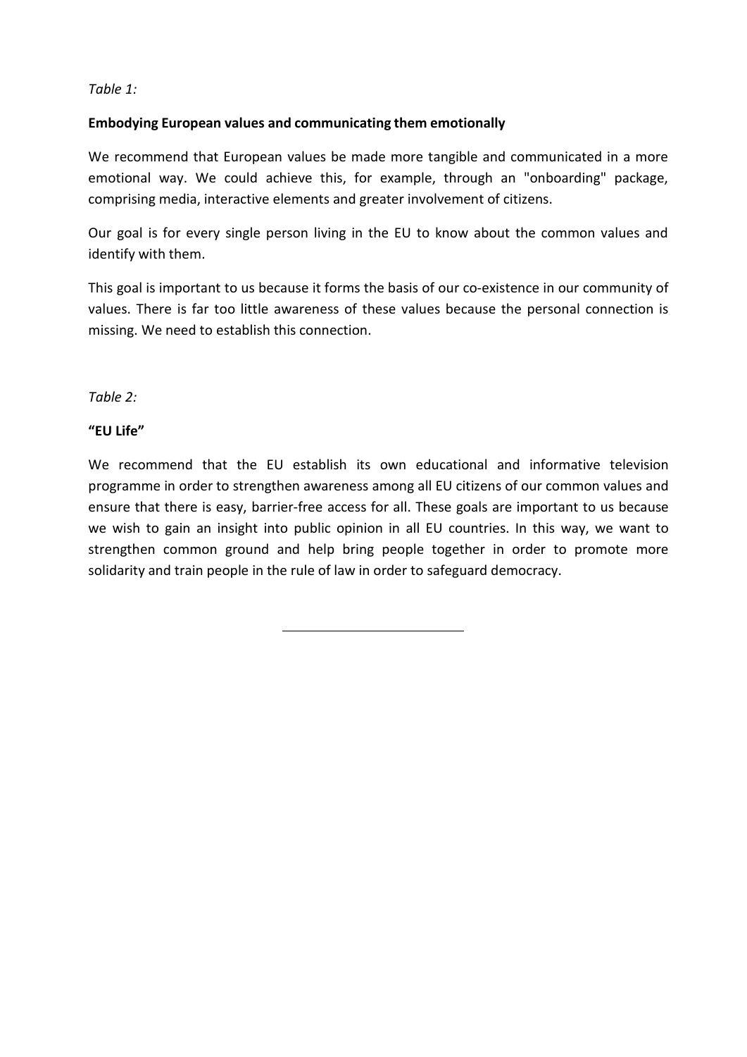*Table 1:*

**Embodying European values and communicating them emotionally**

We recommend that European values be made more tangible and communicated in a more emotional way. We could achieve this, for example, through an "onboarding" package, comprising media, interactive elements and greater involvement of citizens.

Our goal is for every single person living in the EU to know about the common values and identify with them.

This goal is important to us because it forms the basis of our co-existence in our community of values. There is far too little awareness of these values because the personal connection is missing. We need to establish this connection.

*Table 2:*

**"EU Life"**

We recommend that the EU establish its own educational and informative television programme in order to strengthen awareness among all EU citizens of our common values and ensure that there is easy, barrier-free access for all. These goals are important to us because we wish to gain an insight into public opinion in all EU countries. In this way, we want to strengthen common ground and help bring people together in order to promote more solidarity and train people in the rule of law in order to safeguard democracy.